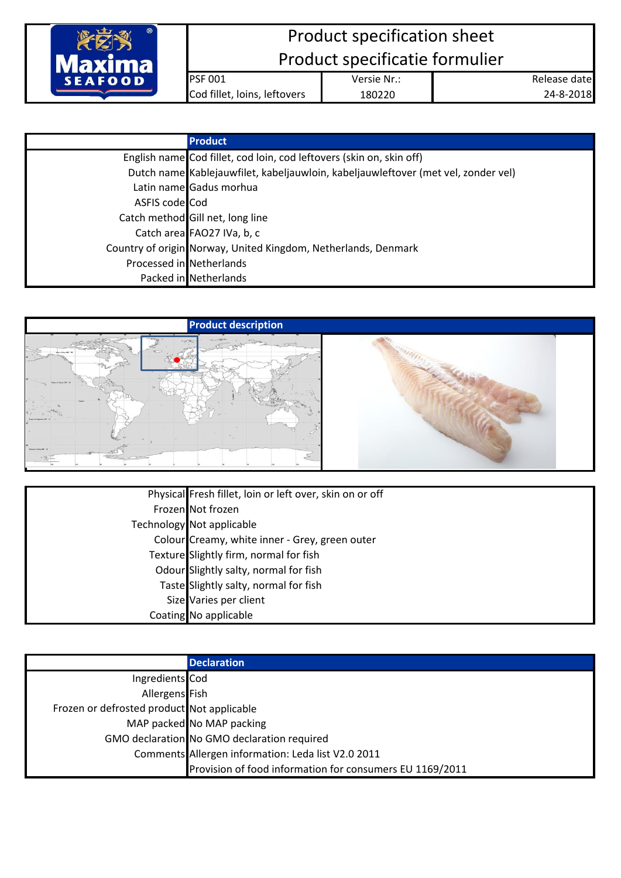# Product specification sheet

# Product specificatie formulier

| PSF 001 | Versie Nr.: | Release date |
|---|---|---|
| Cod fillet, loins, leftovers | 180220 | 24-8-2018 |

| | Product |
|---|---|
| English name | Cod fillet, cod loin, cod leftovers (skin on, skin off) |
| Dutch name | Kablejauwfilet, kabeljauwloin, kabeljauwleftover (met vel, zonder vel) |
| Latin name | Gadus morhua |
| ASFIS code | Cod |
| Catch method | Gill net, long line |
| Catch area | FAO27 IVa, b, c |
| Country of origin | Norway, United Kingdom, Netherlands, Denmark |
| Processed in | Netherlands |
| Packed in | Netherlands |

## Product description

| | |
|---|---|
| Physical | Fresh fillet, loin or left over, skin on or off |
| Frozen | Not frozen |
| Technology | Not applicable |
| Colour | Creamy, white inner - Grey, green outer |
| Texture | Slightly firm, normal for fish |
| Odour | Slightly salty, normal for fish |
| Taste | Slightly salty, normal for fish |
| Size | Varies per client |
| Coating | No applicable |

| | Declaration |
|---|---|
| Ingredients | Cod |
| Allergens | Fish |
| Frozen or defrosted product | Not applicable |
| MAP packed | No MAP packing |
| GMO declaration | No GMO declaration required |
| Comments | Allergen information: Leda list V2.0 2011 |
| | Provision of food information for consumers EU 1169/2011 |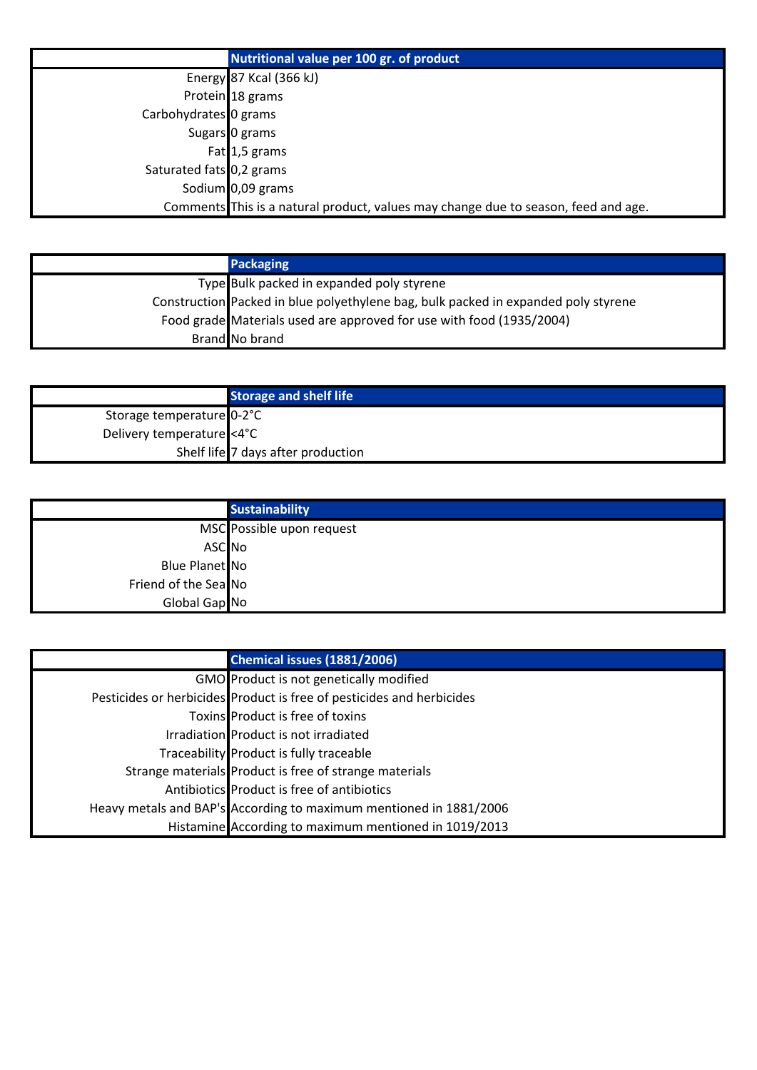| | Nutritional value per 100 gr. of product |
|---|---|
| Energy | 87 Kcal (366 kJ) |
| Protein | 18 grams |
| Carbohydrates | 0 grams |
| Sugars | 0 grams |
| Fat | 1,5 grams |
| Saturated fats | 0,2 grams |
| Sodium | 0,09 grams |
| Comments | This is a natural product, values may change due to season, feed and age. |

| | Packaging |
|---|---|
| Type | Bulk packed in expanded poly styrene |
| Construction | Packed in blue polyethylene bag, bulk packed in expanded poly styrene |
| Food grade | Materials used are approved for use with food (1935/2004) |
| Brand | No brand |

| | Storage and shelf life |
|---|---|
| Storage temperature | 0-2°C |
| Delivery temperature | <4°C |
| Shelf life | 7 days after production |

| | Sustainability |
|---|---|
| MSC | Possible upon request |
| ASC | No |
| Blue Planet | No |
| Friend of the Sea | No |
| Global Gap | No |

| | Chemical issues (1881/2006) |
|---|---|
| GMO | Product is not genetically modified |
| Pesticides or herbicides | Product is free of pesticides and herbicides |
| Toxins | Product is free of toxins |
| Irradiation | Product is not irradiated |
| Traceability | Product is fully traceable |
| Strange materials | Product is free of strange materials |
| Antibiotics | Product is free of antibiotics |
| Heavy metals and BAP's | According to maximum mentioned in 1881/2006 |
| Histamine | According to maximum mentioned in 1019/2013 |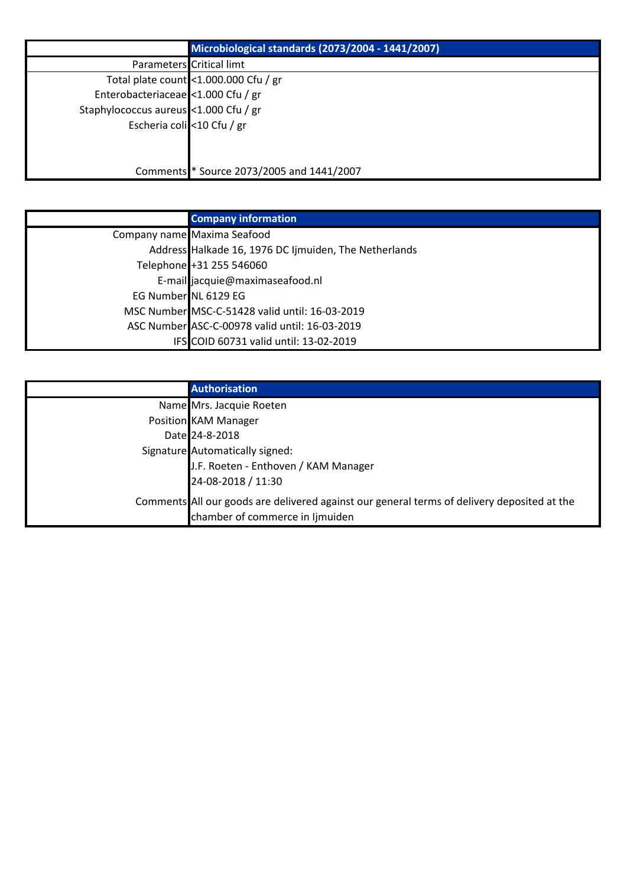| | Microbiological standards (2073/2004 - 1441/2007) |
|---|---|
| Parameters | Critical limt |
| Total plate count | <1.000.000 Cfu / gr |
| Enterobacteriaceae | <1.000 Cfu / gr |
| Staphylococcus aureus | <1.000 Cfu / gr |
| Escheria coli | <10 Cfu / gr |
| | |
| Comments | * Source 2073/2005 and 1441/2007 |

| | Company information |
|---|---|
| Company name | Maxima Seafood |
| Address | Halkade 16, 1976 DC Ijmuiden, The Netherlands |
| Telephone | +31 255 546060 |
| E-mail | jacquie@maximaseafood.nl |
| EG Number | NL 6129 EG |
| MSC Number | MSC-C-51428 valid until: 16-03-2019 |
| ASC Number | ASC-C-00978 valid until: 16-03-2019 |
| IFS | COID 60731 valid until: 13-02-2019 |

| | Authorisation |
|---|---|
| Name | Mrs. Jacquie Roeten |
| Position | KAM Manager |
| Date | 24-8-2018 |
| Signature | Automatically signed: |
| | J.F. Roeten - Enthoven / KAM Manager |
| | 24-08-2018 / 11:30 |
| Comments | All our goods are delivered against our general terms of delivery deposited at the chamber of commerce in Ijmuiden |